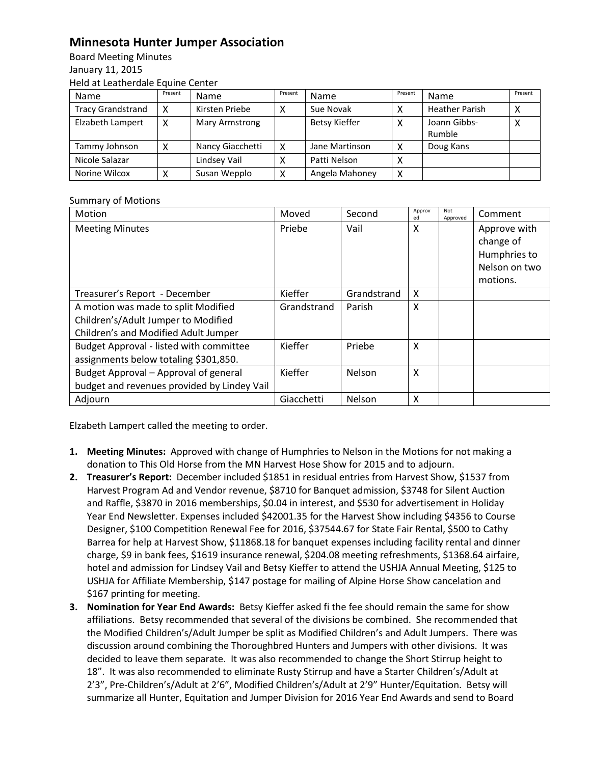# Minnesota Hunter Jumper Association

Board Meeting Minutes
January 11, 2015
Held at Leatherdale Equine Center

| Name | Present | Name | Present | Name | Present | Name | Present |
|---|---|---|---|---|---|---|---|
| Tracy Grandstrand | X | Kirsten Priebe | X | Sue Novak | X | Heather Parish | X |
| Elzabeth Lampert | X | Mary Armstrong | | Betsy Kieffer | X | Joann Gibbs-Rumble | X |
| Tammy Johnson | X | Nancy Giacchetti | X | Jane Martinson | X | Doug Kans | |
| Nicole Salazar | | Lindsey Vail | X | Patti Nelson | X | | |
| Norine Wilcox | X | Susan Wepplo | X | Angela Mahoney | X | | |

Summary of Motions

| Motion | Moved | Second | Approved | Not Approved | Comment |
|---|---|---|---|---|---|
| Meeting Minutes | Priebe | Vail | X | | Approve with change of Humphries to Nelson on two motions. |
| Treasurer's Report - December | Kieffer | Grandstrand | X | | |
| A motion was made to split Modified Children's/Adult Jumper to Modified Children's and Modified Adult Jumper | Grandstrand | Parish | X | | |
| Budget Approval - listed with committee assignments below totaling $301,850. | Kieffer | Priebe | X | | |
| Budget Approval – Approval of general budget and revenues provided by Lindey Vail | Kieffer | Nelson | X | | |
| Adjourn | Giacchetti | Nelson | X | | |

Elzabeth Lampert called the meeting to order.

1. **Meeting Minutes:** Approved with change of Humphries to Nelson in the Motions for not making a donation to This Old Horse from the MN Harvest Hose Show for 2015 and to adjourn.
2. **Treasurer's Report:** December included $1851 in residual entries from Harvest Show, $1537 from Harvest Program Ad and Vendor revenue, $8710 for Banquet admission, $3748 for Silent Auction and Raffle, $3870 in 2016 memberships, $0.04 in interest, and $530 for advertisement in Holiday Year End Newsletter. Expenses included $42001.35 for the Harvest Show including $4356 to Course Designer, $100 Competition Renewal Fee for 2016, $37544.67 for State Fair Rental, $500 to Cathy Barrea for help at Harvest Show, $11868.18 for banquet expenses including facility rental and dinner charge, $9 in bank fees, $1619 insurance renewal, $204.08 meeting refreshments, $1368.64 airfaire, hotel and admission for Lindsey Vail and Betsy Kieffer to attend the USHJA Annual Meeting, $125 to USHJA for Affiliate Membership, $147 postage for mailing of Alpine Horse Show cancelation and $167 printing for meeting.
3. **Nomination for Year End Awards:** Betsy Kieffer asked fi the fee should remain the same for show affiliations. Betsy recommended that several of the divisions be combined. She recommended that the Modified Children's/Adult Jumper be split as Modified Children's and Adult Jumpers. There was discussion around combining the Thoroughbred Hunters and Jumpers with other divisions. It was decided to leave them separate. It was also recommended to change the Short Stirrup height to 18". It was also recommended to eliminate Rusty Stirrup and have a Starter Children's/Adult at 2'3", Pre-Children's/Adult at 2'6", Modified Children's/Adult at 2'9" Hunter/Equitation. Betsy will summarize all Hunter, Equitation and Jumper Division for 2016 Year End Awards and send to Board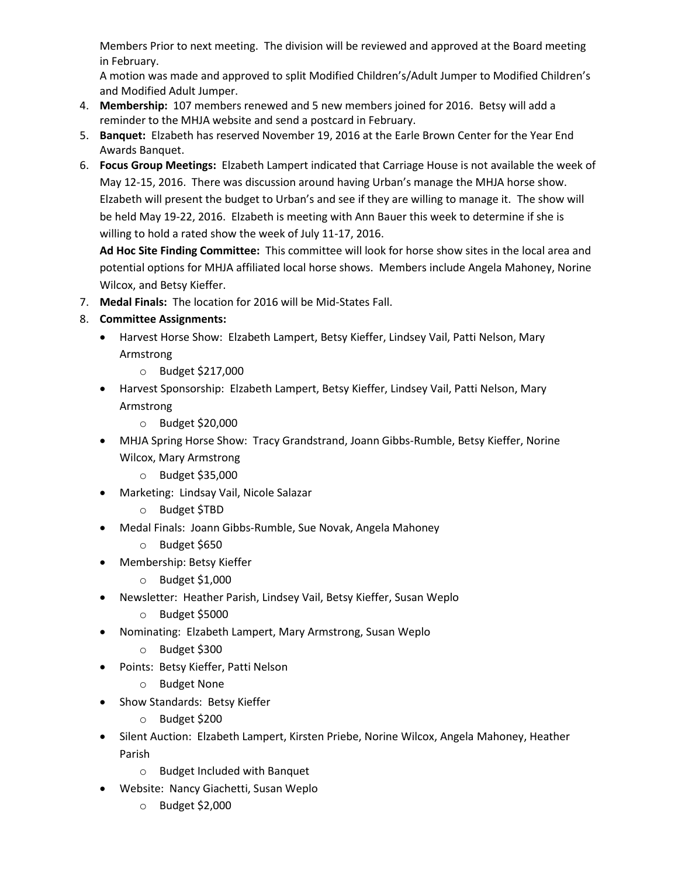Members Prior to next meeting. The division will be reviewed and approved at the Board meeting in February.

A motion was made and approved to split Modified Children's/Adult Jumper to Modified Children's and Modified Adult Jumper.

4. **Membership:** 107 members renewed and 5 new members joined for 2016. Betsy will add a reminder to the MHJA website and send a postcard in February.
5. **Banquet:** Elzabeth has reserved November 19, 2016 at the Earle Brown Center for the Year End Awards Banquet.
6. **Focus Group Meetings:** Elzabeth Lampert indicated that Carriage House is not available the week of May 12-15, 2016. There was discussion around having Urban's manage the MHJA horse show. Elzabeth will present the budget to Urban's and see if they are willing to manage it. The show will be held May 19-22, 2016. Elzabeth is meeting with Ann Bauer this week to determine if she is willing to hold a rated show the week of July 11-17, 2016.

   **Ad Hoc Site Finding Committee:** This committee will look for horse show sites in the local area and potential options for MHJA affiliated local horse shows. Members include Angela Mahoney, Norine Wilcox, and Betsy Kieffer.
7. **Medal Finals:** The location for 2016 will be Mid-States Fall.
8. **Committee Assignments:**
   - Harvest Horse Show: Elzabeth Lampert, Betsy Kieffer, Lindsey Vail, Patti Nelson, Mary Armstrong
     - Budget $217,000
   - Harvest Sponsorship: Elzabeth Lampert, Betsy Kieffer, Lindsey Vail, Patti Nelson, Mary Armstrong
     - Budget $20,000
   - MHJA Spring Horse Show: Tracy Grandstrand, Joann Gibbs-Rumble, Betsy Kieffer, Norine Wilcox, Mary Armstrong
     - Budget $35,000
   - Marketing: Lindsay Vail, Nicole Salazar
     - Budget $TBD
   - Medal Finals: Joann Gibbs-Rumble, Sue Novak, Angela Mahoney
     - Budget $650
   - Membership: Betsy Kieffer
     - Budget $1,000
   - Newsletter: Heather Parish, Lindsey Vail, Betsy Kieffer, Susan Weplo
     - Budget $5000
   - Nominating: Elzabeth Lampert, Mary Armstrong, Susan Weplo
     - Budget $300
   - Points: Betsy Kieffer, Patti Nelson
     - Budget None
   - Show Standards: Betsy Kieffer
     - Budget $200
   - Silent Auction: Elzabeth Lampert, Kirsten Priebe, Norine Wilcox, Angela Mahoney, Heather Parish
     - Budget Included with Banquet
   - Website: Nancy Giachetti, Susan Weplo
     - Budget $2,000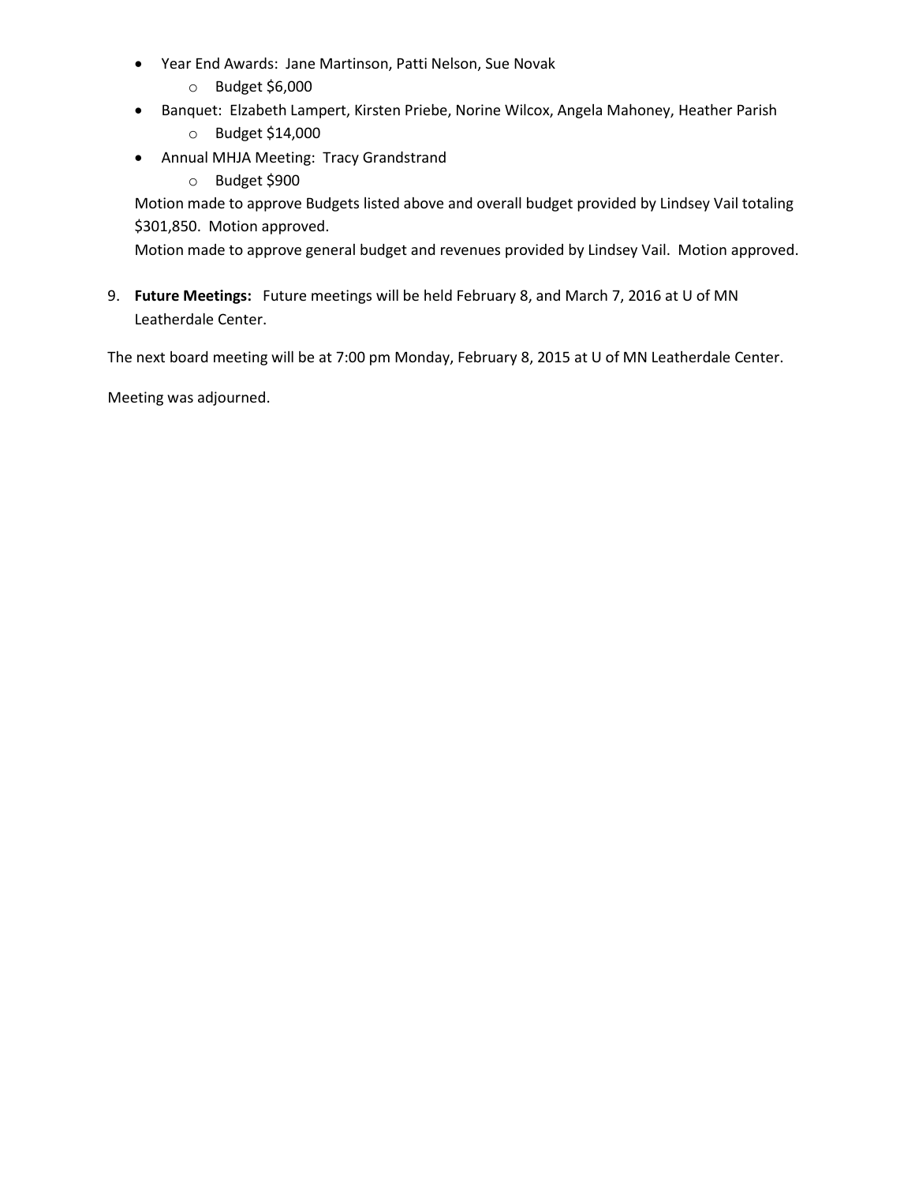- Year End Awards: Jane Martinson, Patti Nelson, Sue Novak
  - Budget $6,000
- Banquet: Elzabeth Lampert, Kirsten Priebe, Norine Wilcox, Angela Mahoney, Heather Parish
  - Budget $14,000
- Annual MHJA Meeting: Tracy Grandstrand
  - Budget $900

Motion made to approve Budgets listed above and overall budget provided by Lindsey Vail totaling $301,850. Motion approved.

Motion made to approve general budget and revenues provided by Lindsey Vail. Motion approved.

9. **Future Meetings:** Future meetings will be held February 8, and March 7, 2016 at U of MN Leatherdale Center.

The next board meeting will be at 7:00 pm Monday, February 8, 2015 at U of MN Leatherdale Center.

Meeting was adjourned.